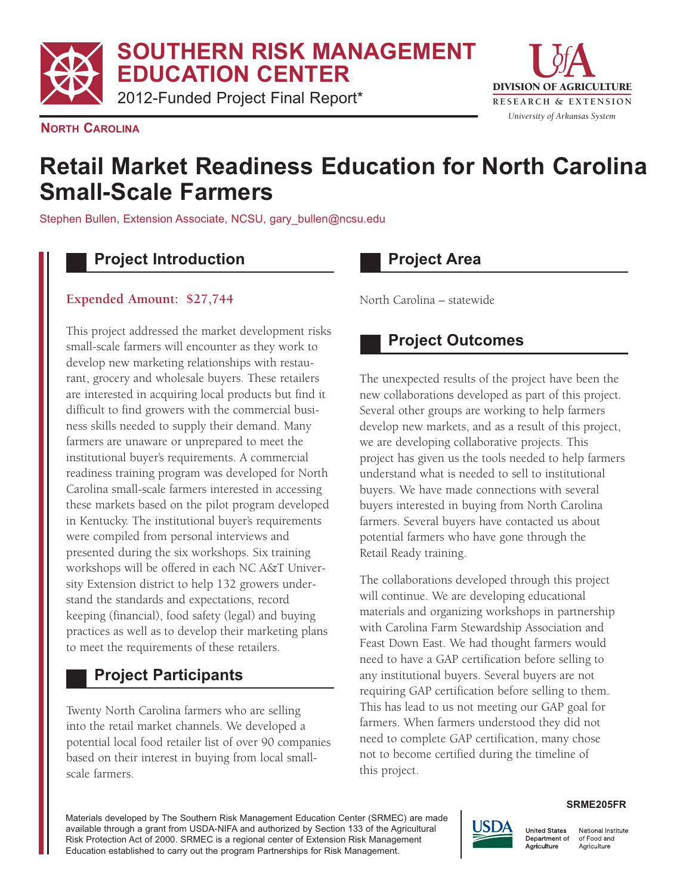# SOUTHERN RISK MANAGEMENT EDUCATION CENTER

2012-Funded Project Final Report*

**NORTH CAROLINA**

# Retail Market Readiness Education for North Carolina Small-Scale Farmers

Stephen Bullen, Extension Associate, NCSU, gary_bullen@ncsu.edu

## Project Introduction

**Expended Amount: $27,744**

This project addressed the market development risks small-scale farmers will encounter as they work to develop new marketing relationships with restaurant, grocery and wholesale buyers. These retailers are interested in acquiring local products but find it difficult to find growers with the commercial business skills needed to supply their demand. Many farmers are unaware or unprepared to meet the institutional buyer's requirements. A commercial readiness training program was developed for North Carolina small-scale farmers interested in accessing these markets based on the pilot program developed in Kentucky. The institutional buyer's requirements were compiled from personal interviews and presented during the six workshops. Six training workshops will be offered in each NC A&T University Extension district to help 132 growers understand the standards and expectations, record keeping (financial), food safety (legal) and buying practices as well as to develop their marketing plans to meet the requirements of these retailers.

## Project Participants

Twenty North Carolina farmers who are selling into the retail market channels. We developed a potential local food retailer list of over 90 companies based on their interest in buying from local small-scale farmers.

## Project Area

North Carolina – statewide

## Project Outcomes

The unexpected results of the project have been the new collaborations developed as part of this project. Several other groups are working to help farmers develop new markets, and as a result of this project, we are developing collaborative projects. This project has given us the tools needed to help farmers understand what is needed to sell to institutional buyers. We have made connections with several buyers interested in buying from North Carolina farmers. Several buyers have contacted us about potential farmers who have gone through the Retail Ready training.

The collaborations developed through this project will continue. We are developing educational materials and organizing workshops in partnership with Carolina Farm Stewardship Association and Feast Down East. We had thought farmers would need to have a GAP certification before selling to any institutional buyers. Several buyers are not requiring GAP certification before selling to them. This has lead to us not meeting our GAP goal for farmers. When farmers understood they did not need to complete GAP certification, many chose not to become certified during the timeline of this project.

SRME205FR

Materials developed by The Southern Risk Management Education Center (SRMEC) are made available through a grant from USDA-NIFA and authorized by Section 133 of the Agricultural Risk Protection Act of 2000. SRMEC is a regional center of Extension Risk Management Education established to carry out the program Partnerships for Risk Management.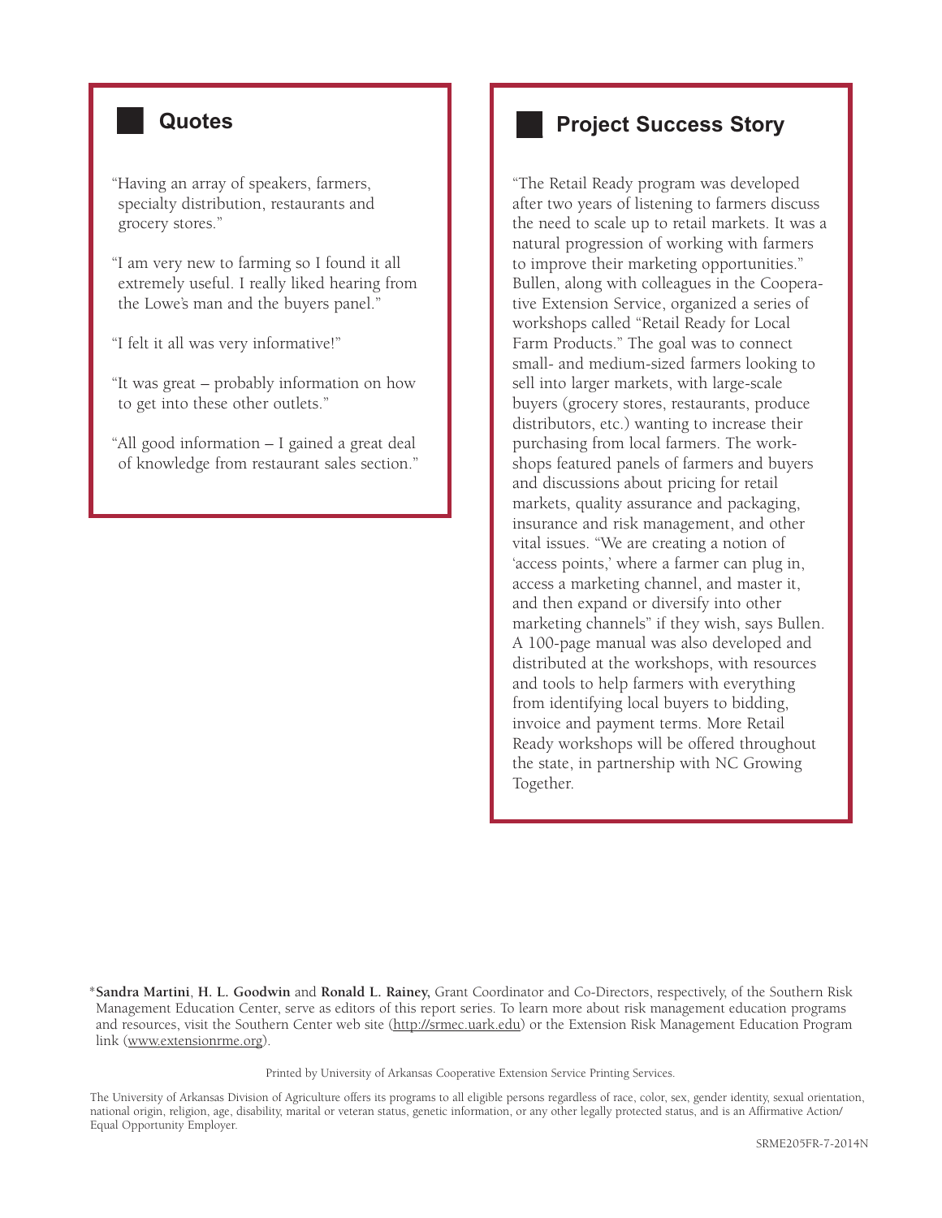## Quotes

"Having an array of speakers, farmers, specialty distribution, restaurants and grocery stores."

"I am very new to farming so I found it all extremely useful. I really liked hearing from the Lowe's man and the buyers panel."

"I felt it all was very informative!"

"It was great – probably information on how to get into these other outlets."

"All good information – I gained a great deal of knowledge from restaurant sales section."

## Project Success Story

"The Retail Ready program was developed after two years of listening to farmers discuss the need to scale up to retail markets. It was a natural progression of working with farmers to improve their marketing opportunities." Bullen, along with colleagues in the Cooperative Extension Service, organized a series of workshops called "Retail Ready for Local Farm Products." The goal was to connect small- and medium-sized farmers looking to sell into larger markets, with large-scale buyers (grocery stores, restaurants, produce distributors, etc.) wanting to increase their purchasing from local farmers. The workshops featured panels of farmers and buyers and discussions about pricing for retail markets, quality assurance and packaging, insurance and risk management, and other vital issues. "We are creating a notion of 'access points,' where a farmer can plug in, access a marketing channel, and master it, and then expand or diversify into other marketing channels" if they wish, says Bullen. A 100-page manual was also developed and distributed at the workshops, with resources and tools to help farmers with everything from identifying local buyers to bidding, invoice and payment terms. More Retail Ready workshops will be offered throughout the state, in partnership with NC Growing Together.

*__Sandra Martini__, __H. L. Goodwin__ and __Ronald L. Rainey,__ Grant Coordinator and Co-Directors, respectively, of the Southern Risk Management Education Center, serve as editors of this report series. To learn more about risk management education programs and resources, visit the Southern Center web site (http://srmec.uark.edu) or the Extension Risk Management Education Program link (www.extensionrme.org).

Printed by University of Arkansas Cooperative Extension Service Printing Services.

The University of Arkansas Division of Agriculture offers its programs to all eligible persons regardless of race, color, sex, gender identity, sexual orientation, national origin, religion, age, disability, marital or veteran status, genetic information, or any other legally protected status, and is an Affirmative Action/Equal Opportunity Employer.

SRME205FR-7-2014N